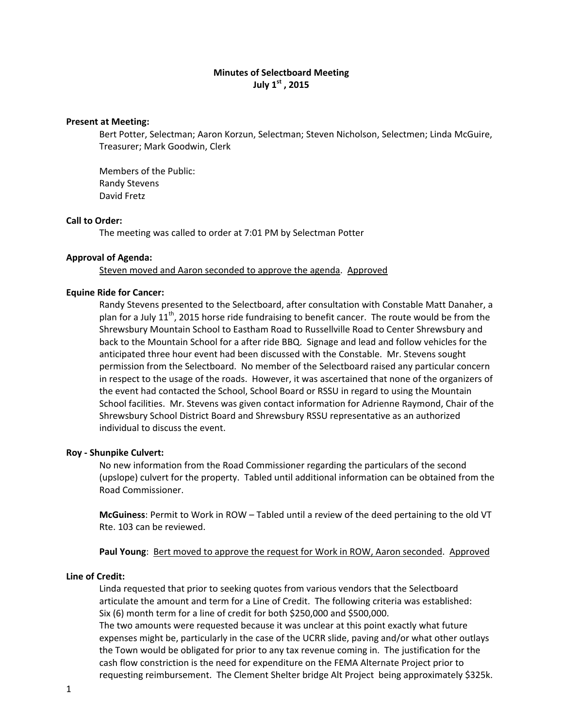# Minutes of Selectboard Meeting
## July 1st , 2015

**Present at Meeting:**

Bert Potter, Selectman; Aaron Korzun, Selectman; Steven Nicholson, Selectmen; Linda McGuire, Treasurer; Mark Goodwin, Clerk

Members of the Public:
Randy Stevens
David Fretz

**Call to Order:**

The meeting was called to order at 7:01 PM by Selectman Potter

**Approval of Agenda:**

<u>Steven moved and Aaron seconded to approve the agenda</u>. <u>Approved</u>

**Equine Ride for Cancer:**

Randy Stevens presented to the Selectboard, after consultation with Constable Matt Danaher, a plan for a July 11th, 2015 horse ride fundraising to benefit cancer. The route would be from the Shrewsbury Mountain School to Eastham Road to Russellville Road to Center Shrewsbury and back to the Mountain School for a after ride BBQ. Signage and lead and follow vehicles for the anticipated three hour event had been discussed with the Constable. Mr. Stevens sought permission from the Selectboard. No member of the Selectboard raised any particular concern in respect to the usage of the roads. However, it was ascertained that none of the organizers of the event had contacted the School, School Board or RSSU in regard to using the Mountain School facilities. Mr. Stevens was given contact information for Adrienne Raymond, Chair of the Shrewsbury School District Board and Shrewsbury RSSU representative as an authorized individual to discuss the event.

**Roy - Shunpike Culvert:**

No new information from the Road Commissioner regarding the particulars of the second (upslope) culvert for the property. Tabled until additional information can be obtained from the Road Commissioner.

**McGuiness**: Permit to Work in ROW – Tabled until a review of the deed pertaining to the old VT Rte. 103 can be reviewed.

**Paul Young**: <u>Bert moved to approve the request for Work in ROW, Aaron seconded</u>. <u>Approved</u>

**Line of Credit:**

Linda requested that prior to seeking quotes from various vendors that the Selectboard articulate the amount and term for a Line of Credit. The following criteria was established: Six (6) month term for a line of credit for both $250,000 and $500,000.
The two amounts were requested because it was unclear at this point exactly what future expenses might be, particularly in the case of the UCRR slide, paving and/or what other outlays the Town would be obligated for prior to any tax revenue coming in. The justification for the cash flow constriction is the need for expenditure on the FEMA Alternate Project prior to requesting reimbursement. The Clement Shelter bridge Alt Project being approximately $325k.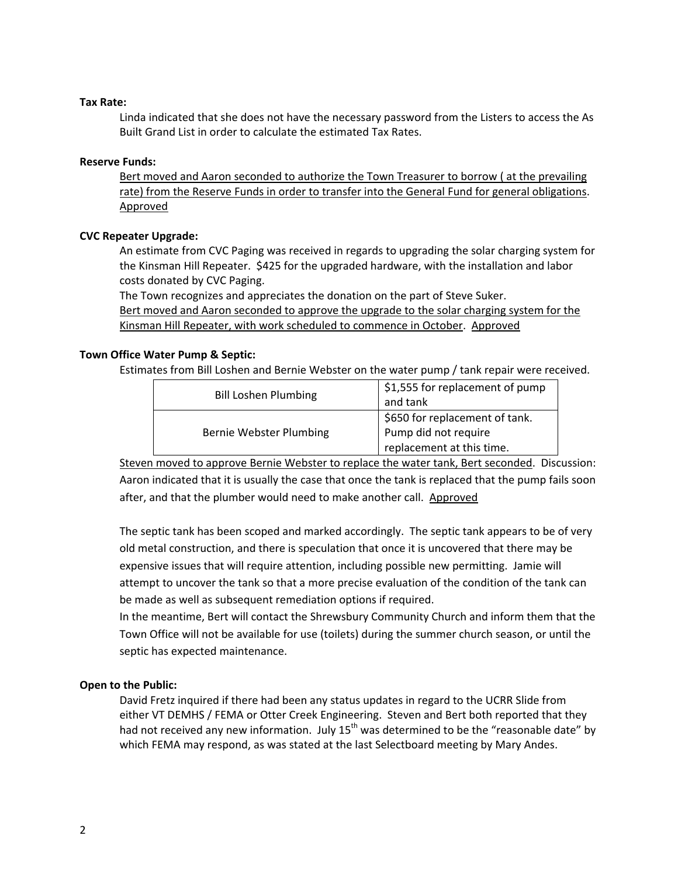**Tax Rate:**

Linda indicated that she does not have the necessary password from the Listers to access the As Built Grand List in order to calculate the estimated Tax Rates.

**Reserve Funds:**

<u>Bert moved and Aaron seconded to authorize the Town Treasurer to borrow ( at the prevailing rate) from the Reserve Funds in order to transfer into the General Fund for general obligations</u>. <u>Approved</u>

**CVC Repeater Upgrade:**

An estimate from CVC Paging was received in regards to upgrading the solar charging system for the Kinsman Hill Repeater. $425 for the upgraded hardware, with the installation and labor costs donated by CVC Paging.

The Town recognizes and appreciates the donation on the part of Steve Suker.

<u>Bert moved and Aaron seconded to approve the upgrade to the solar charging system for the Kinsman Hill Repeater, with work scheduled to commence in October</u>. <u>Approved</u>

**Town Office Water Pump & Septic:**

Estimates from Bill Loshen and Bernie Webster on the water pump / tank repair were received.

| | |
|---|---|
| Bill Loshen Plumbing | $1,555 for replacement of pump and tank |
| Bernie Webster Plumbing | $650 for replacement of tank. Pump did not require replacement at this time. |

<u>Steven moved to approve Bernie Webster to replace the water tank, Bert seconded</u>. Discussion: Aaron indicated that it is usually the case that once the tank is replaced that the pump fails soon after, and that the plumber would need to make another call. <u>Approved</u>

The septic tank has been scoped and marked accordingly. The septic tank appears to be of very old metal construction, and there is speculation that once it is uncovered that there may be expensive issues that will require attention, including possible new permitting. Jamie will attempt to uncover the tank so that a more precise evaluation of the condition of the tank can be made as well as subsequent remediation options if required.

In the meantime, Bert will contact the Shrewsbury Community Church and inform them that the Town Office will not be available for use (toilets) during the summer church season, or until the septic has expected maintenance.

**Open to the Public:**

David Fretz inquired if there had been any status updates in regard to the UCRR Slide from either VT DEMHS / FEMA or Otter Creek Engineering. Steven and Bert both reported that they had not received any new information. July 15th was determined to be the "reasonable date" by which FEMA may respond, as was stated at the last Selectboard meeting by Mary Andes.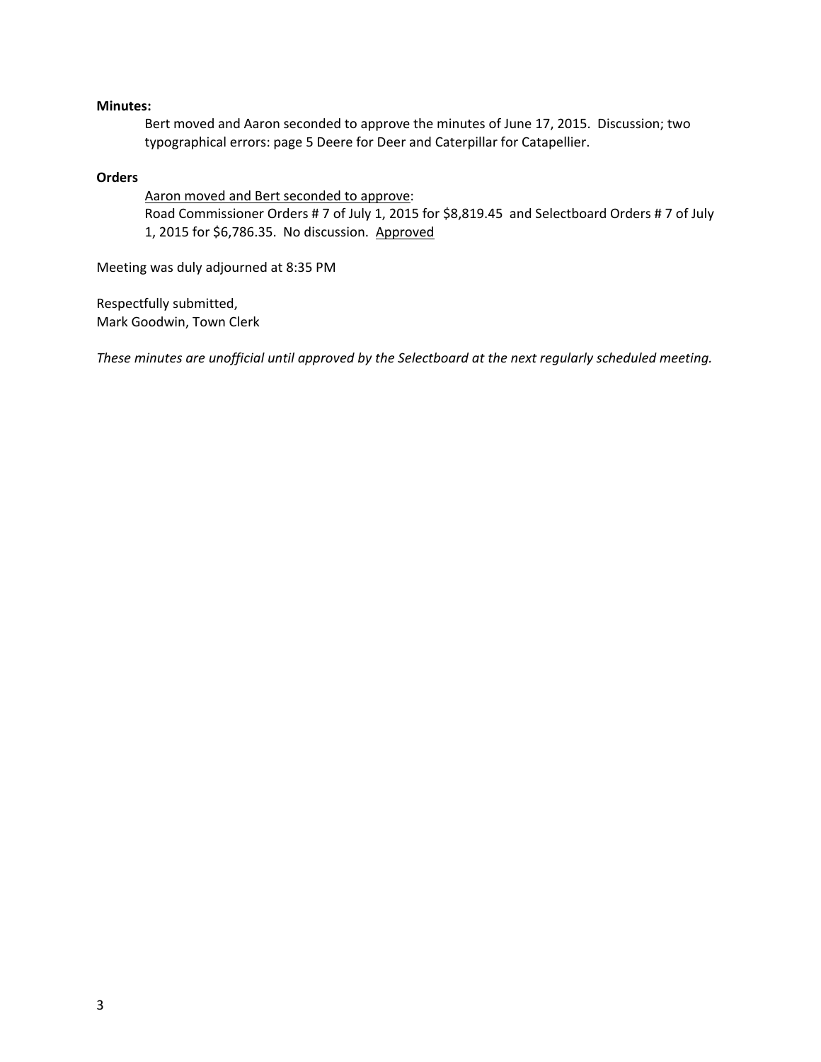**Minutes:**

Bert moved and Aaron seconded to approve the minutes of June 17, 2015. Discussion; two typographical errors: page 5 Deere for Deer and Caterpillar for Catapellier.

**Orders**

<u>Aaron moved and Bert seconded to approve</u>:
Road Commissioner Orders # 7 of July 1, 2015 for $8,819.45 and Selectboard Orders # 7 of July 1, 2015 for $6,786.35. No discussion. <u>Approved</u>

Meeting was duly adjourned at 8:35 PM

Respectfully submitted,
Mark Goodwin, Town Clerk

*These minutes are unofficial until approved by the Selectboard at the next regularly scheduled meeting.*